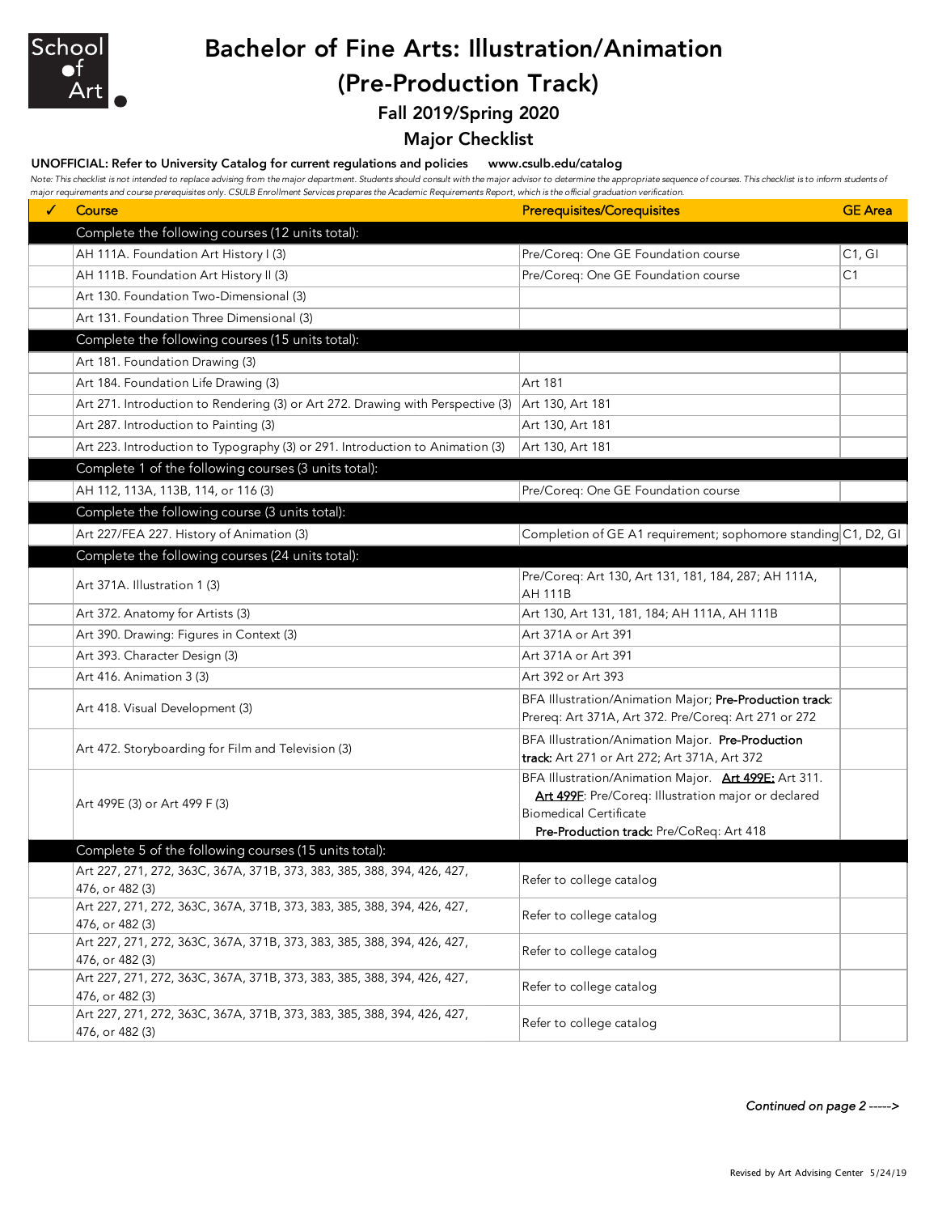# Bachelor of Fine Arts: Illustration/Animation (Pre-Production Track)

## Fall 2019/Spring 2020

## Major Checklist

**UNOFFICIAL: Refer to University Catalog for current regulations and policies www.csulb.edu/catalog**

*Note: This checklist is not intended to replace advising from the major department. Students should consult with the major advisor to determine the appropriate sequence of courses. This checklist is to inform students of major requirements and course prerequisites only. CSULB Enrollment Services prepares the Academic Requirements Report, which is the official graduation verification.*

| ✓ | Course | Prerequisites/Corequisites | GE Area |
|---|---|---|---|
| | **Complete the following courses (12 units total):** | | |
| | AH 111A. Foundation Art History I (3) | Pre/Coreq: One GE Foundation course | C1, GI |
| | AH 111B. Foundation Art History II (3) | Pre/Coreq: One GE Foundation course | C1 |
| | Art 130. Foundation Two-Dimensional (3) | | |
| | Art 131. Foundation Three Dimensional (3) | | |
| | **Complete the following courses (15 units total):** | | |
| | Art 181. Foundation Drawing (3) | | |
| | Art 184. Foundation Life Drawing (3) | Art 181 | |
| | Art 271. Introduction to Rendering (3) or Art 272. Drawing with Perspective (3) | Art 130, Art 181 | |
| | Art 287. Introduction to Painting (3) | Art 130, Art 181 | |
| | Art 223. Introduction to Typography (3) or 291. Introduction to Animation (3) | Art 130, Art 181 | |
| | **Complete 1 of the following courses (3 units total):** | | |
| | AH 112, 113A, 113B, 114, or 116 (3) | Pre/Coreq: One GE Foundation course | |
| | **Complete the following course (3 units total):** | | |
| | Art 227/FEA 227. History of Animation (3) | Completion of GE A1 requirement; sophomore standing | C1, D2, GI |
| | **Complete the following courses (24 units total):** | | |
| | Art 371A. Illustration 1 (3) | Pre/Coreq: Art 130, Art 131, 181, 184, 287; AH 111A, AH 111B | |
| | Art 372. Anatomy for Artists (3) | Art 130, Art 131, 181, 184; AH 111A, AH 111B | |
| | Art 390. Drawing: Figures in Context (3) | Art 371A or Art 391 | |
| | Art 393. Character Design (3) | Art 371A or Art 391 | |
| | Art 416. Animation 3 (3) | Art 392 or Art 393 | |
| | Art 418. Visual Development (3) | BFA Illustration/Animation Major; **Pre-Production track**: Prereq: Art 371A, Art 372. Pre/Coreq: Art 271 or 272 | |
| | Art 472. Storyboarding for Film and Television (3) | BFA Illustration/Animation Major. **Pre-Production track:** Art 271 or Art 272; Art 371A, Art 372 | |
| | Art 499E (3) or Art 499 F (3) | BFA Illustration/Animation Major. **Art 499E:** Art 311. **Art 499F**: Pre/Coreq: Illustration major or declared Biomedical Certificate **Pre-Production track:** Pre/CoReq: Art 418 | |
| | **Complete 5 of the following courses (15 units total):** | | |
| | Art 227, 271, 272, 363C, 367A, 371B, 373, 383, 385, 388, 394, 426, 427, 476, or 482 (3) | Refer to college catalog | |
| | Art 227, 271, 272, 363C, 367A, 371B, 373, 383, 385, 388, 394, 426, 427, 476, or 482 (3) | Refer to college catalog | |
| | Art 227, 271, 272, 363C, 367A, 371B, 373, 383, 385, 388, 394, 426, 427, 476, or 482 (3) | Refer to college catalog | |
| | Art 227, 271, 272, 363C, 367A, 371B, 373, 383, 385, 388, 394, 426, 427, 476, or 482 (3) | Refer to college catalog | |
| | Art 227, 271, 272, 363C, 367A, 371B, 373, 383, 385, 388, 394, 426, 427, 476, or 482 (3) | Refer to college catalog | |

*Continued on page 2 ----->*

Revised by Art Advising Center 5/24/19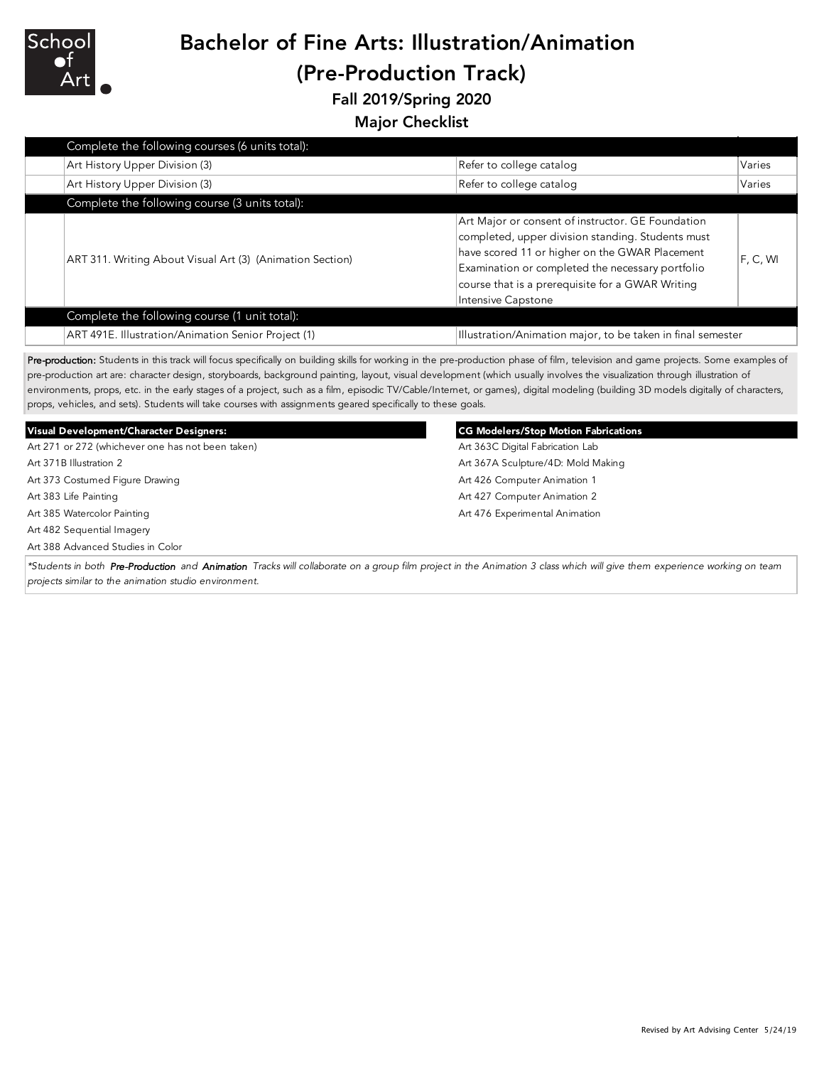# Bachelor of Fine Arts: Illustration/Animation (Pre-Production Track)

## Fall 2019/Spring 2020

## Major Checklist

| | | | |
|---|---|---|---|
| | **Complete the following courses (6 units total):** | | |
| | Art History Upper Division (3) | Refer to college catalog | Varies |
| | Art History Upper Division (3) | Refer to college catalog | Varies |
| | **Complete the following course (3 units total):** | | |
| | ART 311. Writing About Visual Art (3) (Animation Section) | Art Major or consent of instructor. GE Foundation completed, upper division standing. Students must have scored 11 or higher on the GWAR Placement Examination or completed the necessary portfolio course that is a prerequisite for a GWAR Writing Intensive Capstone | F, C, WI |
| | **Complete the following course (1 unit total):** | | |
| | ART 491E. Illustration/Animation Senior Project (1) | Illustration/Animation major, to be taken in final semester | |

**Pre-production:** Students in this track will focus specifically on building skills for working in the pre-production phase of film, television and game projects. Some examples of pre-production art are: character design, storyboards, background painting, layout, visual development (which usually involves the visualization through illustration of environments, props, etc. in the early stages of a project, such as a film, episodic TV/Cable/Internet, or games), digital modeling (building 3D models digitally of characters, props, vehicles, and sets). Students will take courses with assignments geared specifically to these goals.

| Visual Development/Character Designers: | CG Modelers/Stop Motion Fabrications |
|---|---|
| Art 271 or 272 (whichever one has not been taken) | Art 363C Digital Fabrication Lab |
| Art 371B Illustration 2 | Art 367A Sculpture/4D: Mold Making |
| Art 373 Costumed Figure Drawing | Art 426 Computer Animation 1 |
| Art 383 Life Painting | Art 427 Computer Animation 2 |
| Art 385 Watercolor Painting | Art 476 Experimental Animation |
| Art 482 Sequential Imagery | |
| Art 388 Advanced Studies in Color | |

*\*Students in both **Pre-Production** and **Animation** Tracks will collaborate on a group film project in the Animation 3 class which will give them experience working on team projects similar to the animation studio environment.*

Revised by Art Advising Center 5/24/19